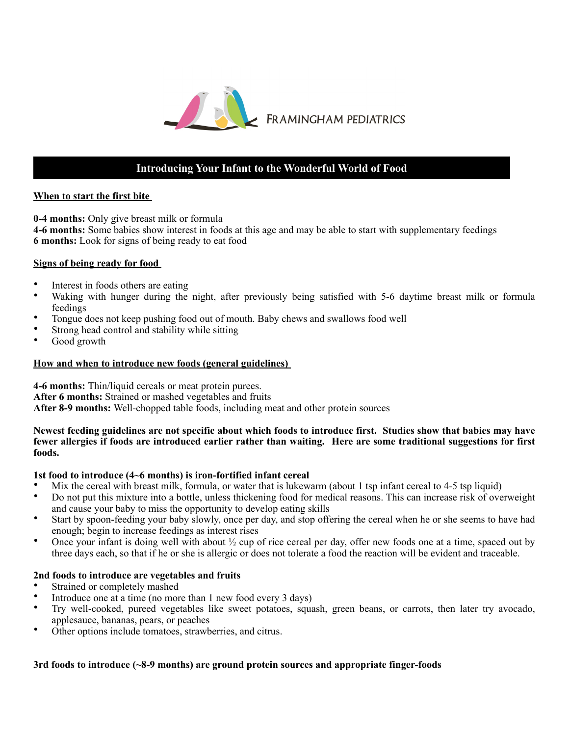FRAMINGHAM PEDIATRICS

# Introducing Your Infant to the Wonderful World of Food

## When to start the first bite

**0-4 months:** Only give breast milk or formula
**4-6 months:** Some babies show interest in foods at this age and may be able to start with supplementary feedings
**6 months:** Look for signs of being ready to eat food

## Signs of being ready for food

- Interest in foods others are eating
- Waking with hunger during the night, after previously being satisfied with 5-6 daytime breast milk or formula feedings
- Tongue does not keep pushing food out of mouth. Baby chews and swallows food well
- Strong head control and stability while sitting
- Good growth

## How and when to introduce new foods (general guidelines)

**4-6 months:** Thin/liquid cereals or meat protein purees.
**After 6 months:** Strained or mashed vegetables and fruits
**After 8-9 months:** Well-chopped table foods, including meat and other protein sources

**Newest feeding guidelines are not specific about which foods to introduce first. Studies show that babies may have fewer allergies if foods are introduced earlier rather than waiting. Here are some traditional suggestions for first foods.**

### 1st food to introduce (4~6 months) is iron-fortified infant cereal

- Mix the cereal with breast milk, formula, or water that is lukewarm (about 1 tsp infant cereal to 4-5 tsp liquid)
- Do not put this mixture into a bottle, unless thickening food for medical reasons. This can increase risk of overweight and cause your baby to miss the opportunity to develop eating skills
- Start by spoon-feeding your baby slowly, once per day, and stop offering the cereal when he or she seems to have had enough; begin to increase feedings as interest rises
- Once your infant is doing well with about ½ cup of rice cereal per day, offer new foods one at a time, spaced out by three days each, so that if he or she is allergic or does not tolerate a food the reaction will be evident and traceable.

### 2nd foods to introduce are vegetables and fruits

- Strained or completely mashed
- Introduce one at a time (no more than 1 new food every 3 days)
- Try well-cooked, pureed vegetables like sweet potatoes, squash, green beans, or carrots, then later try avocado, applesauce, bananas, pears, or peaches
- Other options include tomatoes, strawberries, and citrus.

### 3rd foods to introduce (~8-9 months) are ground protein sources and appropriate finger-foods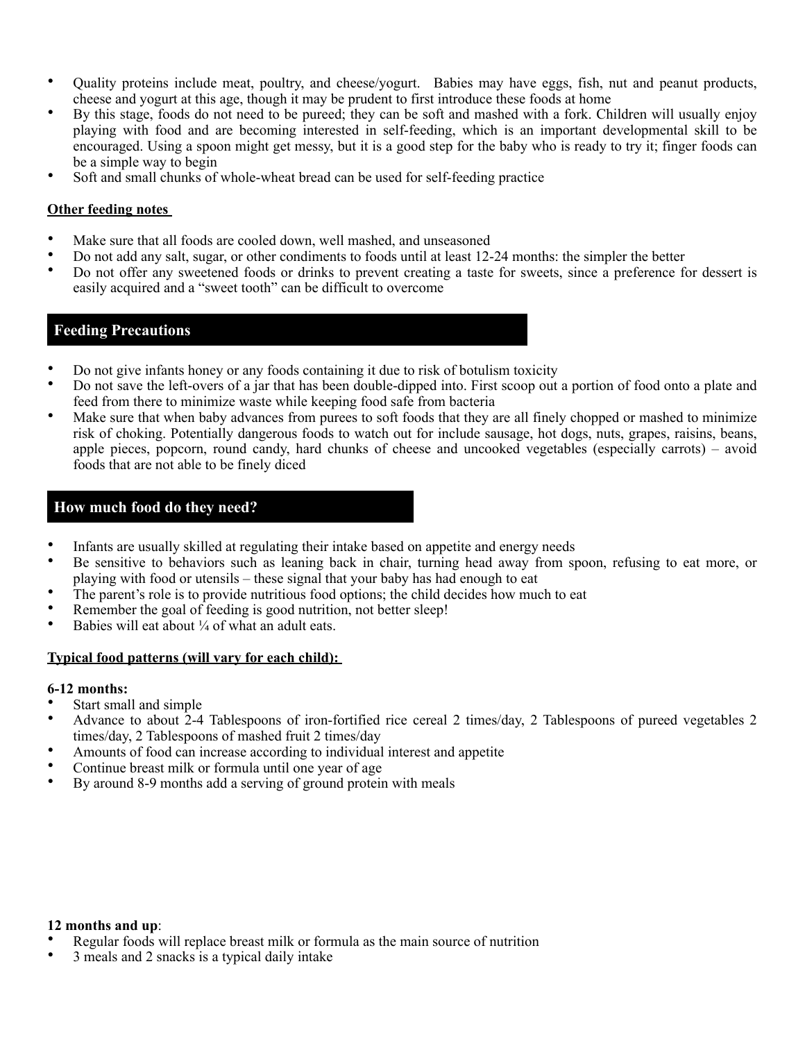- Quality proteins include meat, poultry, and cheese/yogurt. Babies may have eggs, fish, nut and peanut products, cheese and yogurt at this age, though it may be prudent to first introduce these foods at home
- By this stage, foods do not need to be pureed; they can be soft and mashed with a fork. Children will usually enjoy playing with food and are becoming interested in self-feeding, which is an important developmental skill to be encouraged. Using a spoon might get messy, but it is a good step for the baby who is ready to try it; finger foods can be a simple way to begin
- Soft and small chunks of whole-wheat bread can be used for self-feeding practice

**Other feeding notes**

- Make sure that all foods are cooled down, well mashed, and unseasoned
- Do not add any salt, sugar, or other condiments to foods until at least 12-24 months: the simpler the better
- Do not offer any sweetened foods or drinks to prevent creating a taste for sweets, since a preference for dessert is easily acquired and a "sweet tooth" can be difficult to overcome

## Feeding Precautions

- Do not give infants honey or any foods containing it due to risk of botulism toxicity
- Do not save the left-overs of a jar that has been double-dipped into. First scoop out a portion of food onto a plate and feed from there to minimize waste while keeping food safe from bacteria
- Make sure that when baby advances from purees to soft foods that they are all finely chopped or mashed to minimize risk of choking. Potentially dangerous foods to watch out for include sausage, hot dogs, nuts, grapes, raisins, beans, apple pieces, popcorn, round candy, hard chunks of cheese and uncooked vegetables (especially carrots) – avoid foods that are not able to be finely diced

## How much food do they need?

- Infants are usually skilled at regulating their intake based on appetite and energy needs
- Be sensitive to behaviors such as leaning back in chair, turning head away from spoon, refusing to eat more, or playing with food or utensils – these signal that your baby has had enough to eat
- The parent's role is to provide nutritious food options; the child decides how much to eat
- Remember the goal of feeding is good nutrition, not better sleep!
- Babies will eat about ¼ of what an adult eats.

**Typical food patterns (will vary for each child):**

**6-12 months:**

- Start small and simple
- Advance to about 2-4 Tablespoons of iron-fortified rice cereal 2 times/day, 2 Tablespoons of pureed vegetables 2 times/day, 2 Tablespoons of mashed fruit 2 times/day
- Amounts of food can increase according to individual interest and appetite
- Continue breast milk or formula until one year of age
- By around 8-9 months add a serving of ground protein with meals

**12 months and up**:

- Regular foods will replace breast milk or formula as the main source of nutrition
- 3 meals and 2 snacks is a typical daily intake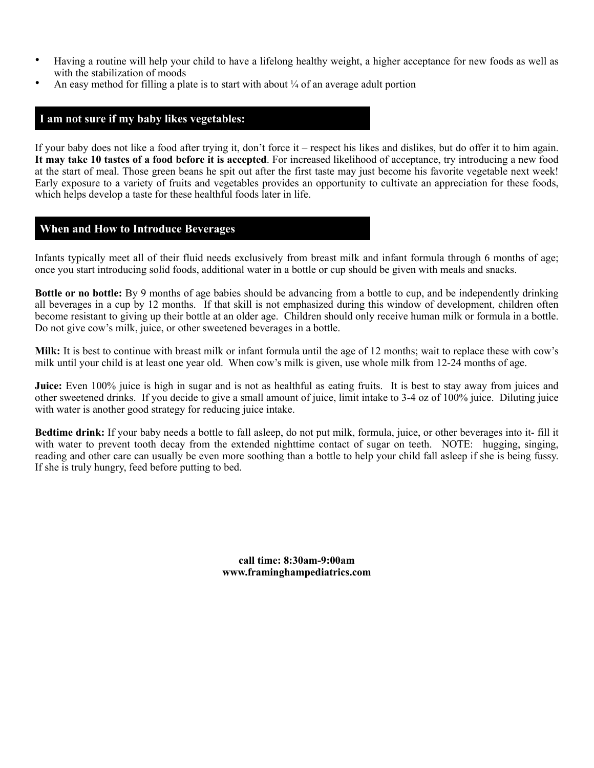- Having a routine will help your child to have a lifelong healthy weight, a higher acceptance for new foods as well as with the stabilization of moods
- An easy method for filling a plate is to start with about ¼ of an average adult portion

## I am not sure if my baby likes vegetables:

If your baby does not like a food after trying it, don't force it – respect his likes and dislikes, but do offer it to him again. **It may take 10 tastes of a food before it is accepted**. For increased likelihood of acceptance, try introducing a new food at the start of meal. Those green beans he spit out after the first taste may just become his favorite vegetable next week! Early exposure to a variety of fruits and vegetables provides an opportunity to cultivate an appreciation for these foods, which helps develop a taste for these healthful foods later in life.

## When and How to Introduce Beverages

Infants typically meet all of their fluid needs exclusively from breast milk and infant formula through 6 months of age; once you start introducing solid foods, additional water in a bottle or cup should be given with meals and snacks.

**Bottle or no bottle:** By 9 months of age babies should be advancing from a bottle to cup, and be independently drinking all beverages in a cup by 12 months. If that skill is not emphasized during this window of development, children often become resistant to giving up their bottle at an older age. Children should only receive human milk or formula in a bottle. Do not give cow's milk, juice, or other sweetened beverages in a bottle.

**Milk:** It is best to continue with breast milk or infant formula until the age of 12 months; wait to replace these with cow's milk until your child is at least one year old. When cow's milk is given, use whole milk from 12-24 months of age.

**Juice:** Even 100% juice is high in sugar and is not as healthful as eating fruits. It is best to stay away from juices and other sweetened drinks. If you decide to give a small amount of juice, limit intake to 3-4 oz of 100% juice. Diluting juice with water is another good strategy for reducing juice intake.

**Bedtime drink:** If your baby needs a bottle to fall asleep, do not put milk, formula, juice, or other beverages into it- fill it with water to prevent tooth decay from the extended nighttime contact of sugar on teeth. NOTE: hugging, singing, reading and other care can usually be even more soothing than a bottle to help your child fall asleep if she is being fussy. If she is truly hungry, feed before putting to bed.

**call time: 8:30am-9:00am**
**www.framinghampediatrics.com**